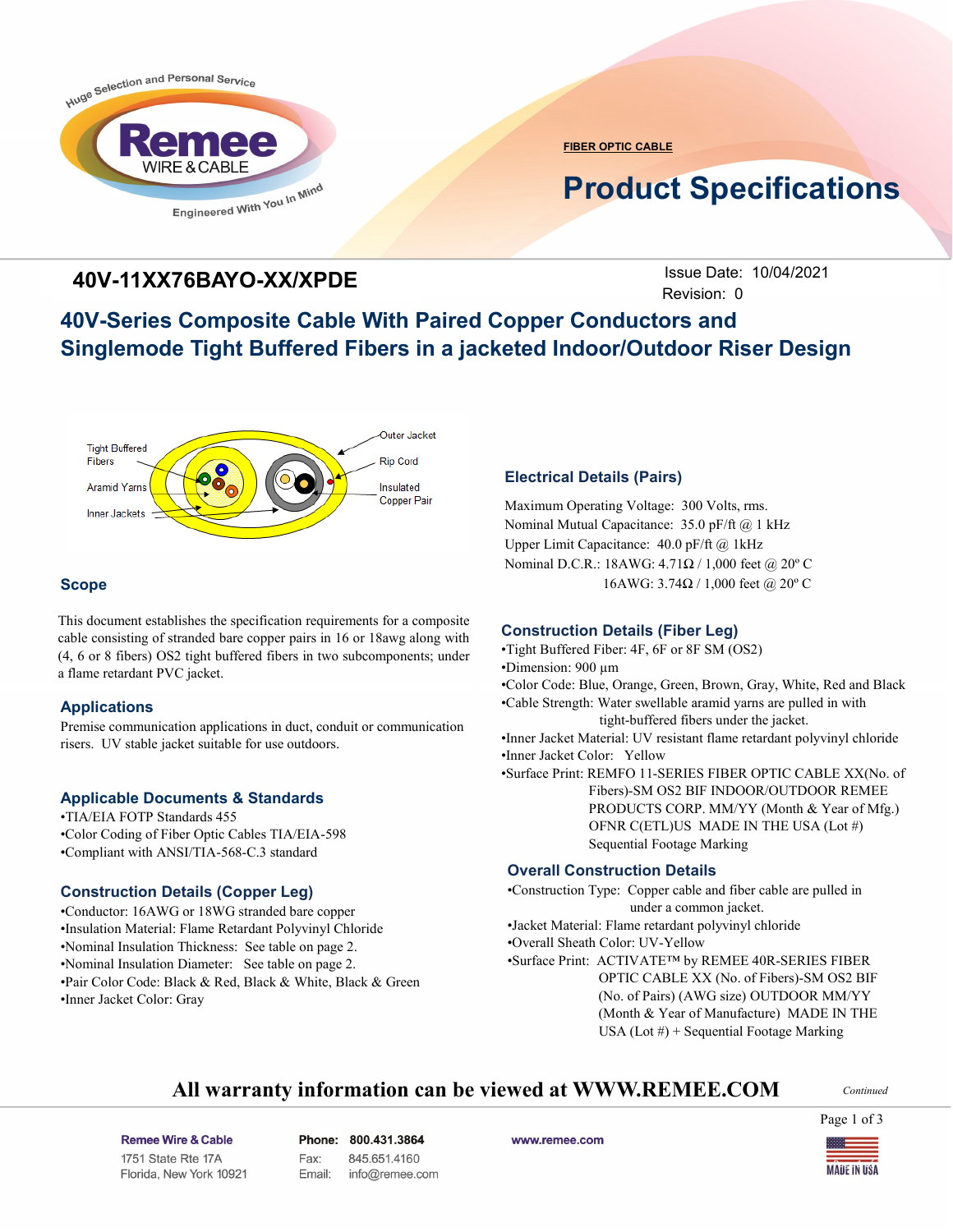FIBER OPTIC CABLE

# Product Specifications

## 40V-11XX76BAYO-XX/XPDE

Issue Date: 10/04/2021
Revision: 0

## 40V-Series Composite Cable With Paired Copper Conductors and Singlemode Tight Buffered Fibers in a jacketed Indoor/Outdoor Riser Design

Tight Buffered Fibers
Aramid Yarns
Inner Jackets
Outer Jacket
Rip Cord
Insulated Copper Pair

### Scope

This document establishes the specification requirements for a composite cable consisting of stranded bare copper pairs in 16 or 18awg along with (4, 6 or 8 fibers) OS2 tight buffered fibers in two subcomponents; under a flame retardant PVC jacket.

### Applications

Premise communication applications in duct, conduit or communication risers. UV stable jacket suitable for use outdoors.

### Applicable Documents & Standards

- TIA/EIA FOTP Standards 455
- Color Coding of Fiber Optic Cables TIA/EIA-598
- Compliant with ANSI/TIA-568-C.3 standard

### Construction Details (Copper Leg)

- Conductor: 16AWG or 18WG stranded bare copper
- Insulation Material: Flame Retardant Polyvinyl Chloride
- Nominal Insulation Thickness: See table on page 2.
- Nominal Insulation Diameter: See table on page 2.
- Pair Color Code: Black & Red, Black & White, Black & Green
- Inner Jacket Color: Gray

### Electrical Details (Pairs)

Maximum Operating Voltage: 300 Volts, rms.
Nominal Mutual Capacitance: 35.0 pF/ft @ 1 kHz
Upper Limit Capacitance: 40.0 pF/ft @ 1kHz
Nominal D.C.R.: 18AWG: 4.71Ω / 1,000 feet @ 20º C
16AWG: 3.74Ω / 1,000 feet @ 20º C

### Construction Details (Fiber Leg)

- Tight Buffered Fiber: 4F, 6F or 8F SM (OS2)
- Dimension: 900 µm
- Color Code: Blue, Orange, Green, Brown, Gray, White, Red and Black
- Cable Strength: Water swellable aramid yarns are pulled in with tight-buffered fibers under the jacket.
- Inner Jacket Material: UV resistant flame retardant polyvinyl chloride
- Inner Jacket Color: Yellow
- Surface Print: REMFO 11-SERIES FIBER OPTIC CABLE XX(No. of Fibers)-SM OS2 BIF INDOOR/OUTDOOR REMEE PRODUCTS CORP. MM/YY (Month & Year of Mfg.) OFNR C(ETL)US MADE IN THE USA (Lot #) Sequential Footage Marking

### Overall Construction Details

- Construction Type: Copper cable and fiber cable are pulled in under a common jacket.
- Jacket Material: Flame retardant polyvinyl chloride
- Overall Sheath Color: UV-Yellow
- Surface Print: ACTIVATE™ by REMEE 40R-SERIES FIBER OPTIC CABLE XX (No. of Fibers)-SM OS2 BIF (No. of Pairs) (AWG size) OUTDOOR MM/YY (Month & Year of Manufacture) MADE IN THE USA (Lot #) + Sequential Footage Marking

**All warranty information can be viewed at WWW.REMEE.COM**

*Continued*

Remee Wire & Cable
1751 State Rte 17A
Florida, New York 10921

Phone: 800.431.3864
Fax: 845.651.4160
Email: info@remee.com

www.remee.com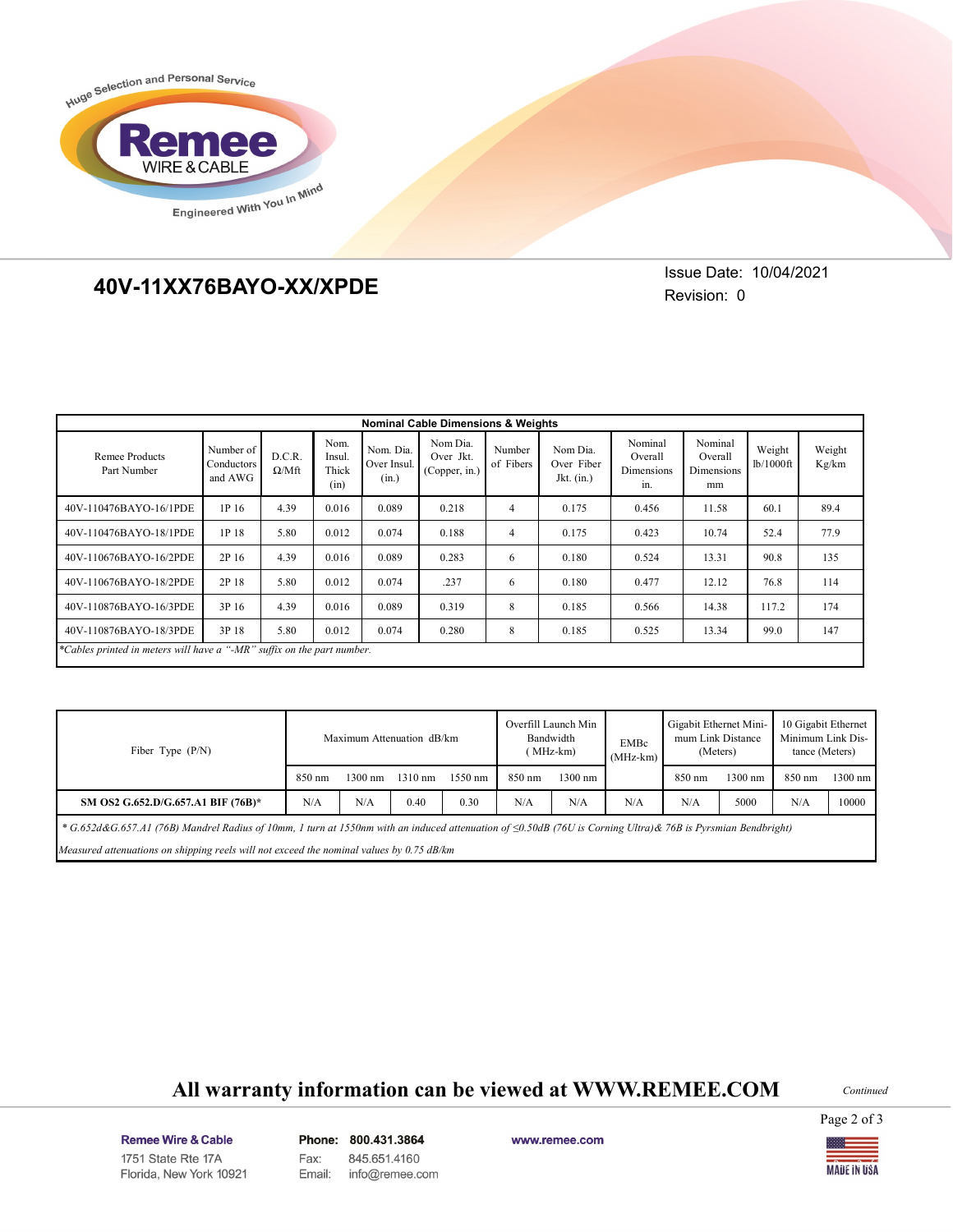# 40V-11XX76BAYO-XX/XPDE

Issue Date: 10/04/2021
Revision: 0

| Nominal Cable Dimensions & Weights | | | | | | | | | | | |
|---|---|---|---|---|---|---|---|---|---|---|---|
| Remee Products Part Number | Number of Conductors and AWG | D.C.R. Ω/Mft | Nom. Insul. Thick (in) | Nom. Dia. Over Insul. (in.) | Nom Dia. Over Jkt. (Copper, in.) | Number of Fibers | Nom Dia. Over Fiber Jkt. (in.) | Nominal Overall Dimensions in. | Nominal Overall Dimensions mm | Weight lb/1000ft | Weight Kg/km |
| 40V-110476BAYO-16/1PDE | 1P 16 | 4.39 | 0.016 | 0.089 | 0.218 | 4 | 0.175 | 0.456 | 11.58 | 60.1 | 89.4 |
| 40V-110476BAYO-18/1PDE | 1P 18 | 5.80 | 0.012 | 0.074 | 0.188 | 4 | 0.175 | 0.423 | 10.74 | 52.4 | 77.9 |
| 40V-110676BAYO-16/2PDE | 2P 16 | 4.39 | 0.016 | 0.089 | 0.283 | 6 | 0.180 | 0.524 | 13.31 | 90.8 | 135 |
| 40V-110676BAYO-18/2PDE | 2P 18 | 5.80 | 0.012 | 0.074 | .237 | 6 | 0.180 | 0.477 | 12.12 | 76.8 | 114 |
| 40V-110876BAYO-16/3PDE | 3P 16 | 4.39 | 0.016 | 0.089 | 0.319 | 8 | 0.185 | 0.566 | 14.38 | 117.2 | 174 |
| 40V-110876BAYO-18/3PDE | 3P 18 | 5.80 | 0.012 | 0.074 | 0.280 | 8 | 0.185 | 0.525 | 13.34 | 99.0 | 147 |

*Cables printed in meters will have a "-MR" suffix on the part number.

| Fiber Type (P/N) | Maximum Attenuation dB/km | | | | Overfill Launch Min Bandwidth (MHz-km) | | EMBc (MHz-km) | Gigabit Ethernet Minimum Link Distance (Meters) | | 10 Gigabit Ethernet Minimum Link Distance (Meters) | |
|---|---|---|---|---|---|---|---|---|---|---|---|
| | 850 nm | 1300 nm | 1310 nm | 1550 nm | 850 nm | 1300 nm | | 850 nm | 1300 nm | 850 nm | 1300 nm |
| **SM OS2 G.652.D/G.657.A1 BIF (76B)*** | N/A | N/A | 0.40 | 0.30 | N/A | N/A | N/A | N/A | 5000 | N/A | 10000 |

* G.652d&G.657.A1 (76B) Mandrel Radius of 10mm, 1 turn at 1550nm with an induced attenuation of ≤0.50dB (76U is Corning Ultra)& 76B is Pyrsmian Bendbright)

*Measured attenuations on shipping reels will not exceed the nominal values by 0.75 dB/km*

**All warranty information can be viewed at WWW.REMEE.COM**

*Continued*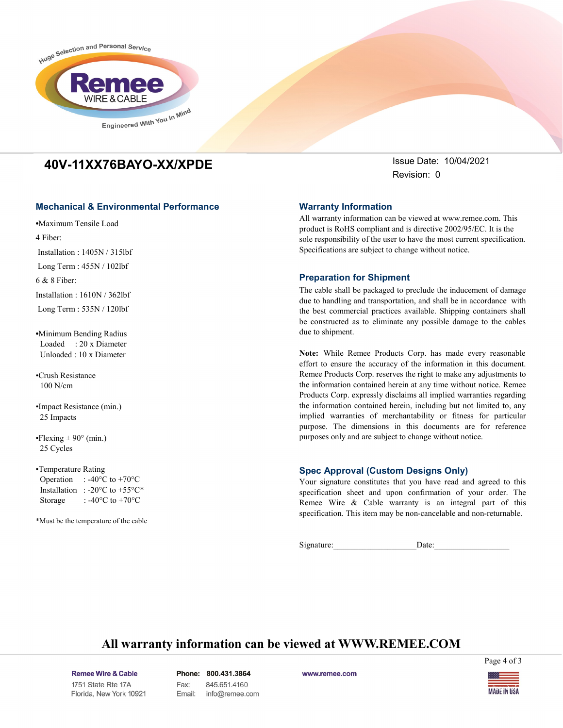# 40V-11XX76BAYO-XX/XPDE

Issue Date: 10/04/2021
Revision: 0

## Mechanical & Environmental Performance

•Maximum Tensile Load

4 Fiber:

Installation : 1405N / 315lbf

Long Term : 455N / 102lbf

6 & 8 Fiber:

Installation : 1610N / 362lbf

Long Term : 535N / 120lbf

•Minimum Bending Radius
Loaded : 20 x Diameter
Unloaded : 10 x Diameter

•Crush Resistance
100 N/cm

•Impact Resistance (min.)
25 Impacts

•Flexing ± 90° (min.)
25 Cycles

•Temperature Rating
Operation : -40°C to +70°C
Installation : -20°C to +55°C*
Storage : -40°C to +70°C

*Must be the temperature of the cable

## Warranty Information

All warranty information can be viewed at www.remee.com. This product is RoHS compliant and is directive 2002/95/EC. It is the sole responsibility of the user to have the most current specification. Specifications are subject to change without notice.

## Preparation for Shipment

The cable shall be packaged to preclude the inducement of damage due to handling and transportation, and shall be in accordance with the best commercial practices available. Shipping containers shall be constructed as to eliminate any possible damage to the cables due to shipment.

**Note:** While Remee Products Corp. has made every reasonable effort to ensure the accuracy of the information in this document. Remee Products Corp. reserves the right to make any adjustments to the information contained herein at any time without notice. Remee Products Corp. expressly disclaims all implied warranties regarding the information contained herein, including but not limited to, any implied warranties of merchantability or fitness for particular purpose. The dimensions in this documents are for reference purposes only and are subject to change without notice.

## Spec Approval (Custom Designs Only)

Your signature constitutes that you have read and agreed to this specification sheet and upon confirmation of your order. The Remee Wire & Cable warranty is an integral part of this specification. This item may be non-cancelable and non-returnable.

Signature:___________________Date:_________________

**All warranty information can be viewed at WWW.REMEE.COM**